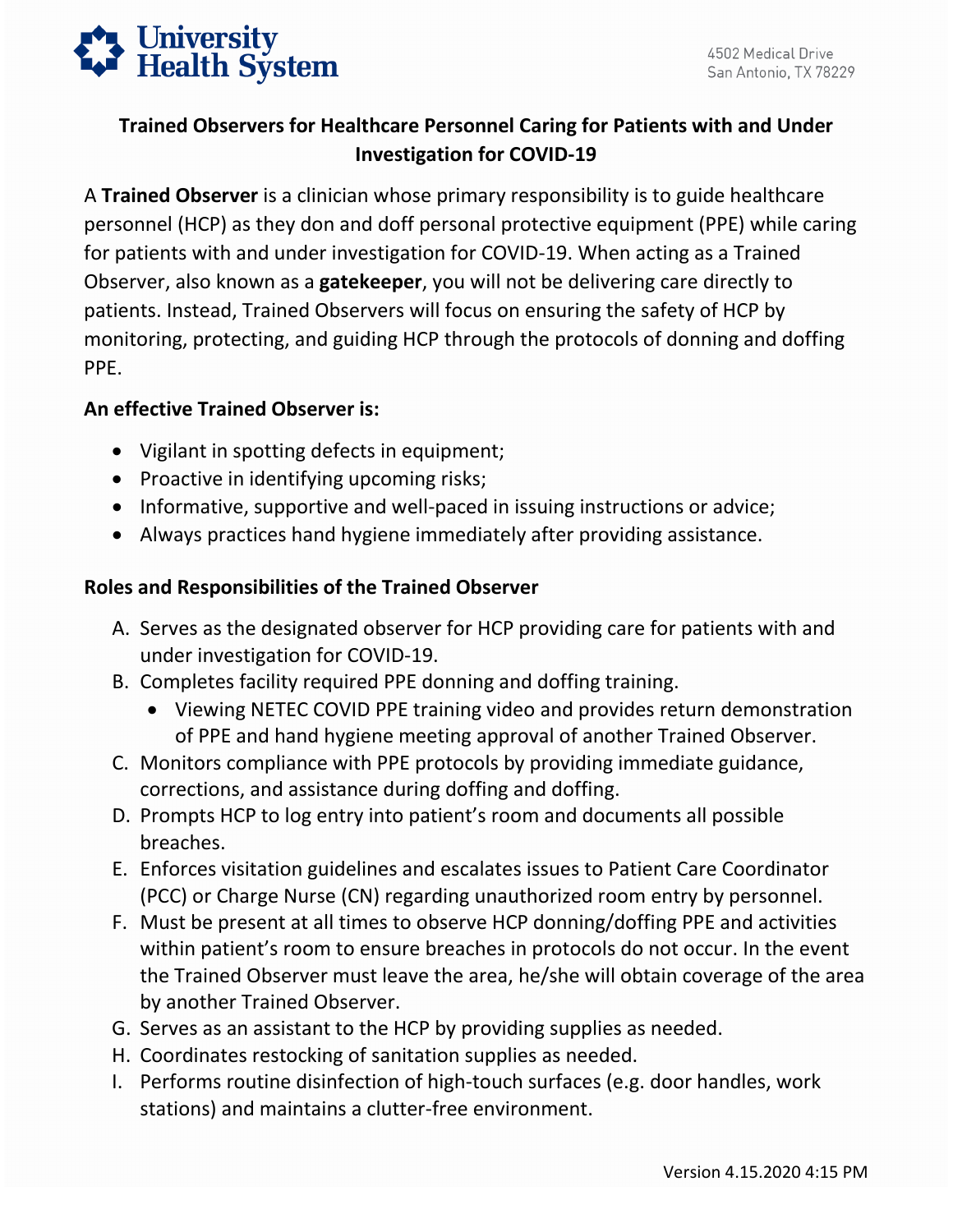University Health System

4502 Medical Drive
San Antonio, TX 78229

## Trained Observers for Healthcare Personnel Caring for Patients with and Under Investigation for COVID-19

A **Trained Observer** is a clinician whose primary responsibility is to guide healthcare personnel (HCP) as they don and doff personal protective equipment (PPE) while caring for patients with and under investigation for COVID-19. When acting as a Trained Observer, also known as a **gatekeeper**, you will not be delivering care directly to patients. Instead, Trained Observers will focus on ensuring the safety of HCP by monitoring, protecting, and guiding HCP through the protocols of donning and doffing PPE.

**An effective Trained Observer is:**

- Vigilant in spotting defects in equipment;
- Proactive in identifying upcoming risks;
- Informative, supportive and well-paced in issuing instructions or advice;
- Always practices hand hygiene immediately after providing assistance.

**Roles and Responsibilities of the Trained Observer**

A. Serves as the designated observer for HCP providing care for patients with and under investigation for COVID-19.
B. Completes facility required PPE donning and doffing training.
   - Viewing NETEC COVID PPE training video and provides return demonstration of PPE and hand hygiene meeting approval of another Trained Observer.
C. Monitors compliance with PPE protocols by providing immediate guidance, corrections, and assistance during doffing and doffing.
D. Prompts HCP to log entry into patient's room and documents all possible breaches.
E. Enforces visitation guidelines and escalates issues to Patient Care Coordinator (PCC) or Charge Nurse (CN) regarding unauthorized room entry by personnel.
F. Must be present at all times to observe HCP donning/doffing PPE and activities within patient's room to ensure breaches in protocols do not occur. In the event the Trained Observer must leave the area, he/she will obtain coverage of the area by another Trained Observer.
G. Serves as an assistant to the HCP by providing supplies as needed.
H. Coordinates restocking of sanitation supplies as needed.
I. Performs routine disinfection of high-touch surfaces (e.g. door handles, work stations) and maintains a clutter-free environment.

Version 4.15.2020 4:15 PM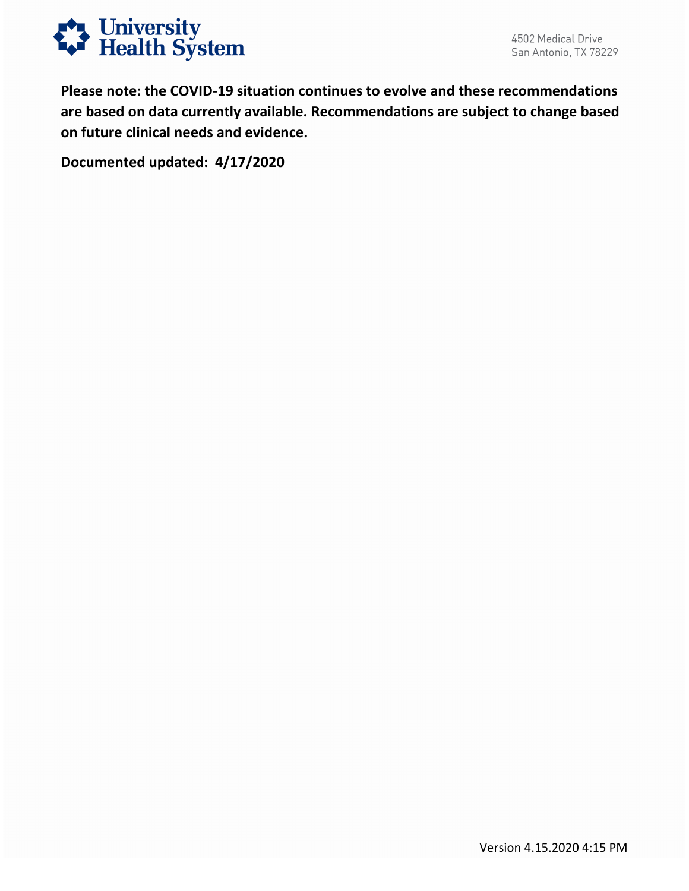**Please note: the COVID-19 situation continues to evolve and these recommendations are based on data currently available. Recommendations are subject to change based on future clinical needs and evidence.**

**Documented updated: 4/17/2020**